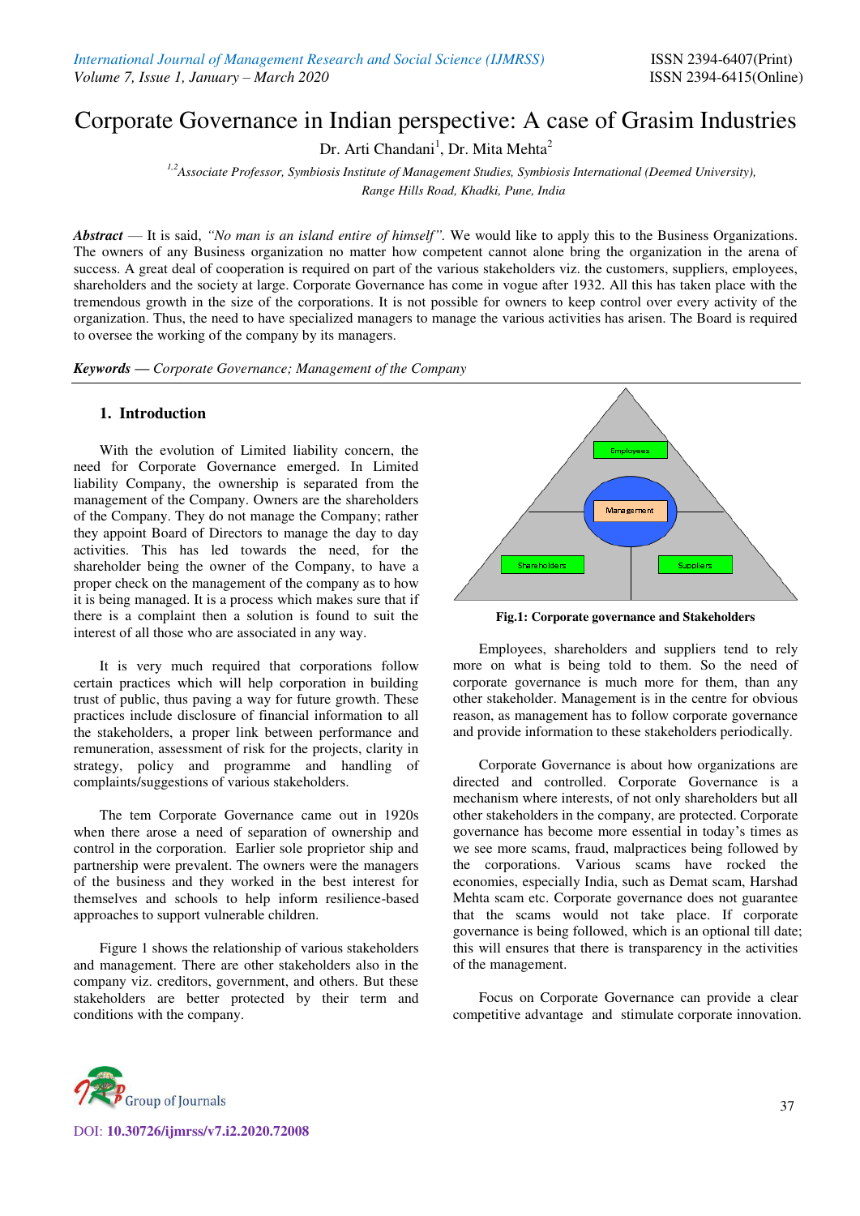# Corporate Governance in Indian perspective: A case of Grasim Industries

Dr. Arti Chandani[1], Dr. Mita Mehta[2]

[1,2]*Associate Professor, Symbiosis Institute of Management Studies, Symbiosis International (Deemed University), Range Hills Road, Khadki, Pune, India*

***Abstract*** — It is said, *"No man is an island entire of himself"*. We would like to apply this to the Business Organizations. The owners of any Business organization no matter how competent cannot alone bring the organization in the arena of success. A great deal of cooperation is required on part of the various stakeholders viz. the customers, suppliers, employees, shareholders and the society at large. Corporate Governance has come in vogue after 1932. All this has taken place with the tremendous growth in the size of the corporations. It is not possible for owners to keep control over every activity of the organization. Thus, the need to have specialized managers to manage the various activities has arisen. The Board is required to oversee the working of the company by its managers.

***Keywords*** — *Corporate Governance; Management of the Company*

## 1. Introduction

With the evolution of Limited liability concern, the need for Corporate Governance emerged. In Limited liability Company, the ownership is separated from the management of the Company. Owners are the shareholders of the Company. They do not manage the Company; rather they appoint Board of Directors to manage the day to day activities. This has led towards the need, for the stakeholders, shareholder being the owner of the Company, to have a proper check on the management of the company as to how it is being managed. It is a process which makes sure that if there is a complaint then a solution is found to suit the interest of all those who are associated in any way.

It is very much required that corporations follow certain practices which will help corporation in building trust of public, thus paving a way for future growth. These practices include disclosure of financial information to all the stakeholders, a proper link between performance and remuneration, assessment of risk for the projects, clarity in strategy, policy and programme and handling of complaints/suggestions of various stakeholders.

The tem Corporate Governance came out in 1920s when there arose a need of separation of ownership and control in the corporation. Earlier sole proprietor ship and partnership were prevalent. The owners were the managers of the business and they worked in the best interest for themselves and schools to help inform resilience-based approaches to support vulnerable children.

Figure 1 shows the relationship of various stakeholders and management. There are other stakeholders also in the company viz. creditors, government, and others. But these stakeholders are better protected by their term and conditions with the company.

Employees

Management

Shareholders

Suppliers

**Fig.1: Corporate governance and Stakeholders**

Employees, shareholders and suppliers tend to rely more on what is being told to them. So the need of corporate governance is much more for them, than any other stakeholder. Management is in the centre for obvious reason, as management has to follow corporate governance and provide information to these stakeholders periodically.

Corporate Governance is about how organizations are directed and controlled. Corporate Governance is a mechanism where interests, of not only shareholders but all other stakeholders in the company, are protected. Corporate governance has become more essential in today's times as we see more scams, fraud, malpractices being followed by the corporations. Various scams have rocked the economies, especially India, such as Demat scam, Harshad Mehta scam etc. Corporate governance does not guarantee that the scams would not take place. If corporate governance is being followed, which is an optional till date; this will ensures that there is transparency in the activities of the management.

Focus on Corporate Governance can provide a clear competitive advantage and stimulate corporate innovation.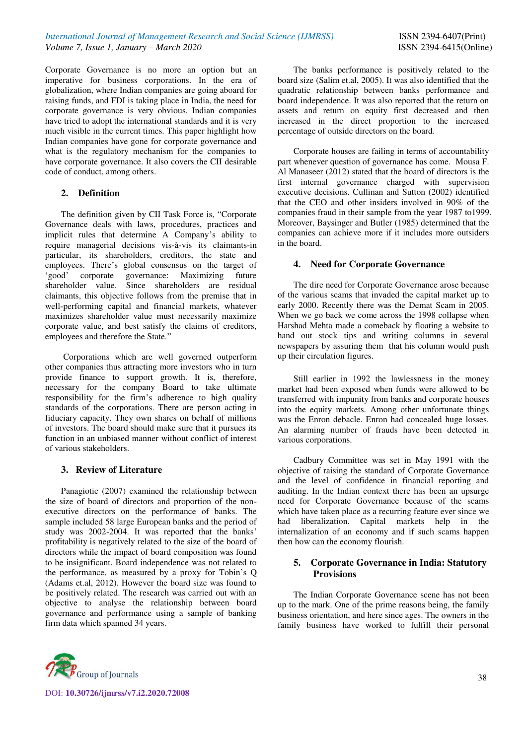Corporate Governance is no more an option but an imperative for business corporations. In the era of globalization, where Indian companies are going aboard for raising funds, and FDI is taking place in India, the need for corporate governance is very obvious. Indian companies have tried to adopt the international standards and it is very much visible in the current times. This paper highlight how Indian companies have gone for corporate governance and what is the regulatory mechanism for the companies to have corporate governance. It also covers the CII desirable code of conduct, among others.

## 2. Definition

The definition given by CII Task Force is, "Corporate Governance deals with laws, procedures, practices and implicit rules that determine A Company's ability to require managerial decisions vis-à-vis its claimants-in particular, its shareholders, creditors, the state and employees. There's global consensus on the target of 'good' corporate governance: Maximizing future shareholder value. Since shareholders are residual claimants, this objective follows from the premise that in well-performing capital and financial markets, whatever maximizes shareholder value must necessarily maximize corporate value, and best satisfy the claims of creditors, employees and therefore the State."

Corporations which are well governed outperform other companies thus attracting more investors who in turn provide finance to support growth. It is, therefore, necessary for the company Board to take ultimate responsibility for the firm's adherence to high quality standards of the corporations. There are person acting in fiduciary capacity. They own shares on behalf of millions of investors. The board should make sure that it pursues its function in an unbiased manner without conflict of interest of various stakeholders.

## 3. Review of Literature

Panagiotic (2007) examined the relationship between the size of board of directors and proportion of the non-executive directors on the performance of banks. The sample included 58 large European banks and the period of study was 2002-2004. It was reported that the banks' profitability is negatively related to the size of the board of directors while the impact of board composition was found to be insignificant. Board independence was not related to the performance, as measured by a proxy for Tobin's Q (Adams et.al, 2012). However the board size was found to be positively related. The research was carried out with an objective to analyse the relationship between board governance and performance using a sample of banking firm data which spanned 34 years.

The banks performance is positively related to the board size (Salim et.al, 2005). It was also identified that the quadratic relationship between banks performance and board independence. It was also reported that the return on assets and return on equity first decreased and then increased in the direct proportion to the increased percentage of outside directors on the board.

Corporate houses are failing in terms of accountability part whenever question of governance has come. Mousa F. Al Manaseer (2012) stated that the board of directors is the first internal governance charged with supervision executive decisions. Cullinan and Sutton (2002) identified that the CEO and other insiders involved in 90% of the companies fraud in their sample from the year 1987 to1999. Moreover, Baysinger and Butler (1985) determined that the companies can achieve more if it includes more outsiders in the board.

## 4. Need for Corporate Governance

The dire need for Corporate Governance arose because of the various scams that invaded the capital market up to early 2000. Recently there was the Demat Scam in 2005. When we go back we come across the 1998 collapse when Harshad Mehta made a comeback by floating a website to hand out stock tips and writing columns in several newspapers by assuring them that his column would push up their circulation figures.

Still earlier in 1992 the lawlessness in the money market had been exposed when funds were allowed to be transferred with impunity from banks and corporate houses into the equity markets. Among other unfortunate things was the Enron debacle. Enron had concealed huge losses. An alarming number of frauds have been detected in various corporations.

Cadbury Committee was set in May 1991 with the objective of raising the standard of Corporate Governance and the level of confidence in financial reporting and auditing. In the Indian context there has been an upsurge need for Corporate Governance because of the scams which have taken place as a recurring feature ever since we had liberalization. Capital markets help in the internalization of an economy and if such scams happen then how can the economy flourish.

## 5. Corporate Governance in India: Statutory Provisions

The Indian Corporate Governance scene has not been up to the mark. One of the prime reasons being, the family business orientation, and here since ages. The owners in the family business have worked to fulfill their personal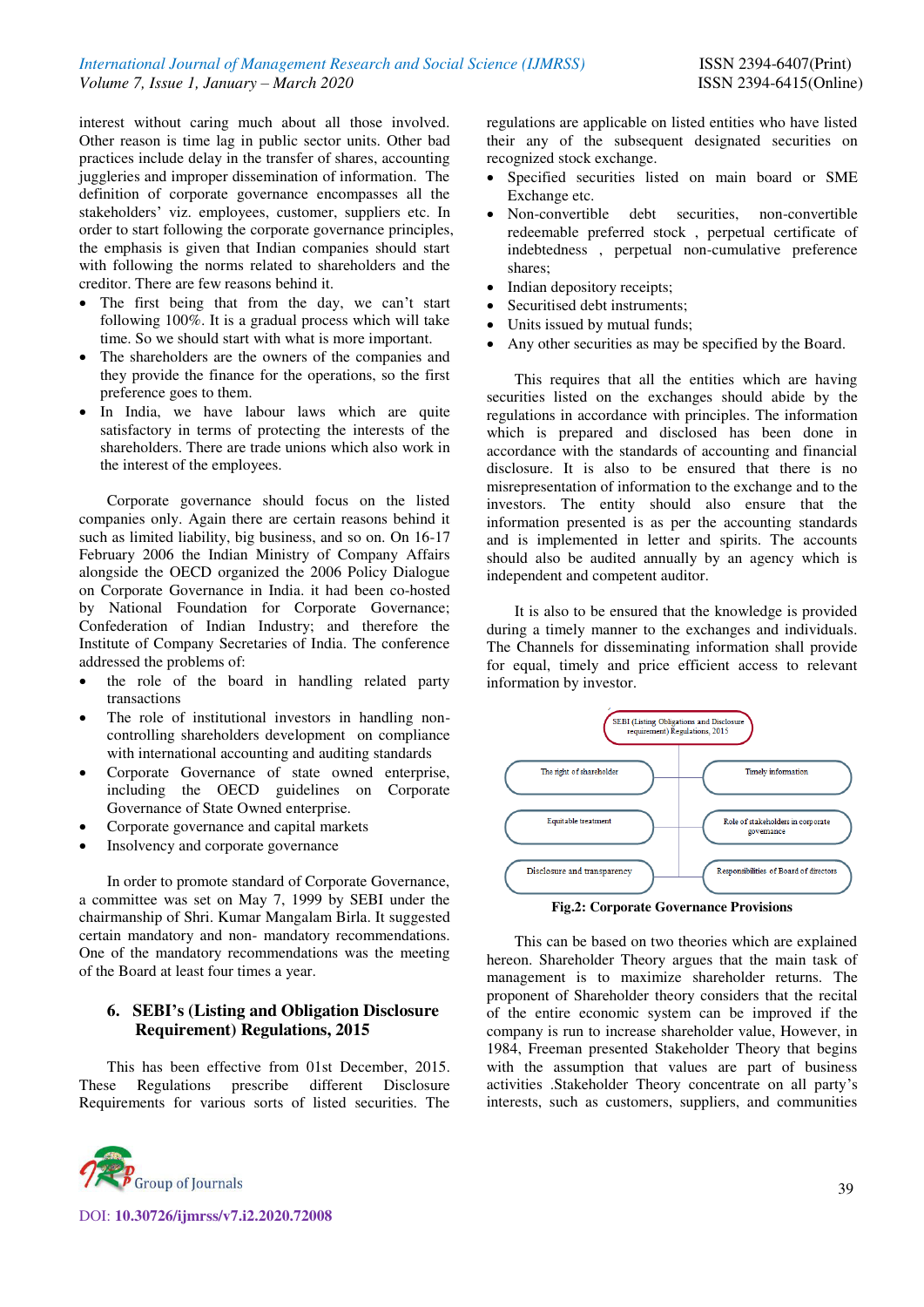interest without caring much about all those involved. Other reason is time lag in public sector units. Other bad practices include delay in the transfer of shares, accounting juggleries and improper dissemination of information. The definition of corporate governance encompasses all the stakeholders' viz. employees, customer, suppliers etc. In order to start following the corporate governance principles, the emphasis is given that Indian companies should start with following the norms related to shareholders and the creditor. There are few reasons behind it.

- The first being that from the day, we can't start following 100%. It is a gradual process which will take time. So we should start with what is more important.
- The shareholders are the owners of the companies and they provide the finance for the operations, so the first preference goes to them.
- In India, we have labour laws which are quite satisfactory in terms of protecting the interests of the shareholders. There are trade unions which also work in the interest of the employees.

Corporate governance should focus on the listed companies only. Again there are certain reasons behind it such as limited liability, big business, and so on. On 16-17 February 2006 the Indian Ministry of Company Affairs alongside the OECD organized the 2006 Policy Dialogue on Corporate Governance in India. it had been co-hosted by National Foundation for Corporate Governance; Confederation of Indian Industry; and therefore the Institute of Company Secretaries of India. The conference addressed the problems of:

- the role of the board in handling related party transactions
- The role of institutional investors in handling non-controlling shareholders development on compliance with international accounting and auditing standards
- Corporate Governance of state owned enterprise, including the OECD guidelines on Corporate Governance of State Owned enterprise.
- Corporate governance and capital markets
- Insolvency and corporate governance

In order to promote standard of Corporate Governance, a committee was set on May 7, 1999 by SEBI under the chairmanship of Shri. Kumar Mangalam Birla. It suggested certain mandatory and non- mandatory recommendations. One of the mandatory recommendations was the meeting of the Board at least four times a year.

## 6. SEBI's (Listing and Obligation Disclosure Requirement) Regulations, 2015

This has been effective from 01st December, 2015. These Regulations prescribe different Disclosure Requirements for various sorts of listed securities. The regulations are applicable on listed entities who have listed their any of the subsequent designated securities on recognized stock exchange.

- Specified securities listed on main board or SME Exchange etc.
- Non-convertible debt securities, non-convertible redeemable preferred stock , perpetual certificate of indebtedness , perpetual non-cumulative preference shares;
- Indian depository receipts;
- Securitised debt instruments;
- Units issued by mutual funds;
- Any other securities as may be specified by the Board.

This requires that all the entities which are having securities listed on the exchanges should abide by the regulations in accordance with principles. The information which is prepared and disclosed has been done in accordance with the standards of accounting and financial disclosure. It is also to be ensured that there is no misrepresentation of information to the exchange and to the investors. The entity should also ensure that the information presented is as per the accounting standards and is implemented in letter and spirits. The accounts should also be audited annually by an agency which is independent and competent auditor.

It is also to be ensured that the knowledge is provided during a timely manner to the exchanges and individuals. The Channels for disseminating information shall provide for equal, timely and price efficient access to relevant information by investor.

SEBI (Listing Obligations and Disclosure requirement) Regulations, 2015

- The right of shareholder
- Timely information
- Equitable treatment
- Role of stakeholders in corporate governance
- Disclosure and transparency
- Responsibilities of Board of directors

**Fig.2: Corporate Governance Provisions**

This can be based on two theories which are explained hereon. Shareholder Theory argues that the main task of management is to maximize shareholder returns. The proponent of Shareholder theory considers that the recital of the entire economic system can be improved if the company is run to increase shareholder value, However, in 1984, Freeman presented Stakeholder Theory that begins with the assumption that values are part of business activities .Stakeholder Theory concentrate on all party's interests, such as customers, suppliers, and communities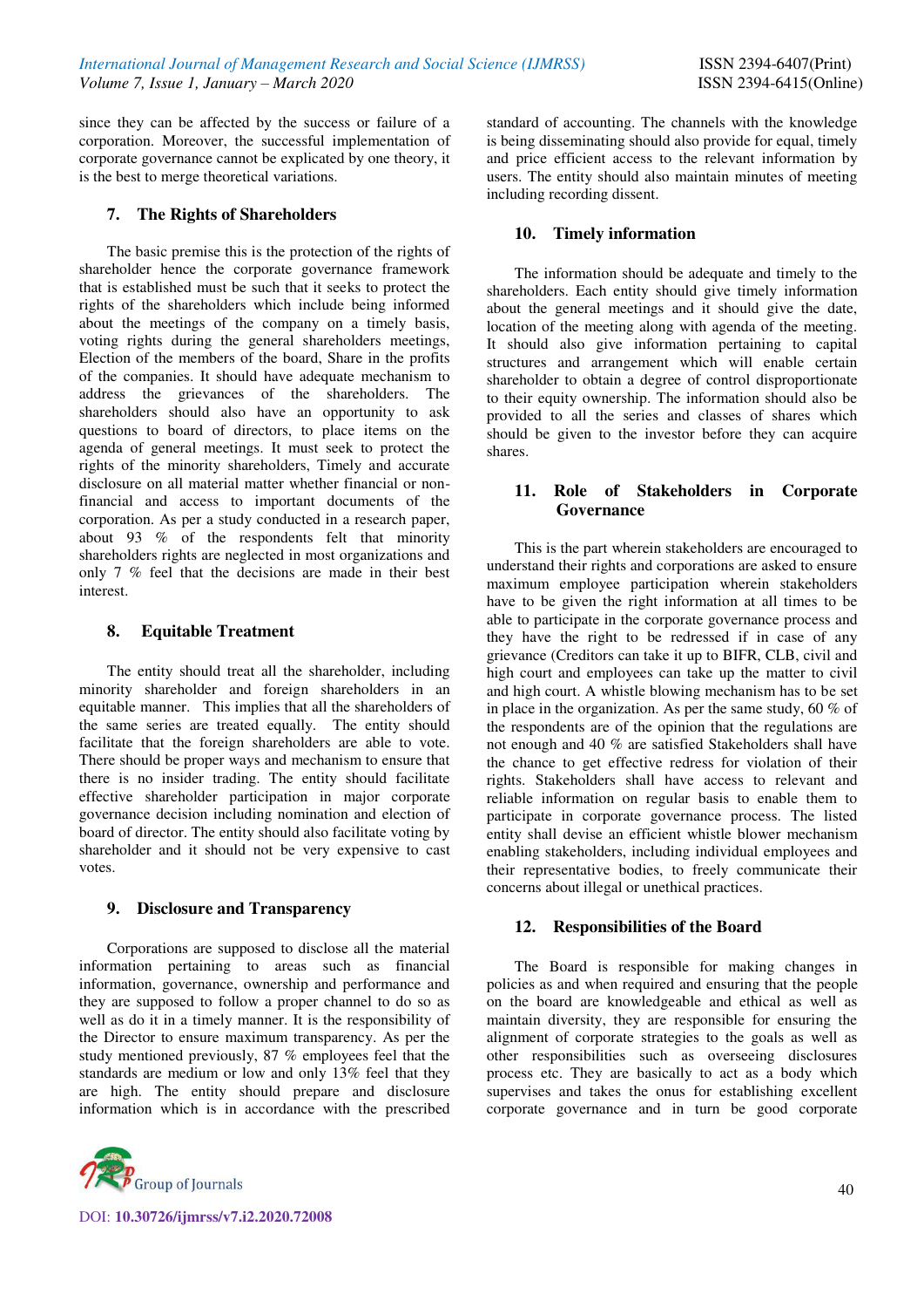since they can be affected by the success or failure of a corporation. Moreover, the successful implementation of corporate governance cannot be explicated by one theory, it is the best to merge theoretical variations.

## 7. The Rights of Shareholders

The basic premise this is the protection of the rights of shareholder hence the corporate governance framework that is established must be such that it seeks to protect the rights of the shareholders which include being informed about the meetings of the company on a timely basis, voting rights during the general shareholders meetings, Election of the members of the board, Share in the profits of the companies. It should have adequate mechanism to address the grievances of the shareholders. The shareholders should also have an opportunity to ask questions to board of directors, to place items on the agenda of general meetings. It must seek to protect the rights of the minority shareholders, Timely and accurate disclosure on all material matter whether financial or non-financial and access to important documents of the corporation. As per a study conducted in a research paper, about 93 % of the respondents felt that minority shareholders rights are neglected in most organizations and only 7 % feel that the decisions are made in their best interest.

## 8. Equitable Treatment

The entity should treat all the shareholder, including minority shareholder and foreign shareholders in an equitable manner. This implies that all the shareholders of the same series are treated equally. The entity should facilitate that the foreign shareholders are able to vote. There should be proper ways and mechanism to ensure that there is no insider trading. The entity should facilitate effective shareholder participation in major corporate governance decision including nomination and election of board of director. The entity should also facilitate voting by shareholder and it should not be very expensive to cast votes.

## 9. Disclosure and Transparency

Corporations are supposed to disclose all the material information pertaining to areas such as financial information, governance, ownership and performance and they are supposed to follow a proper channel to do so as well as do it in a timely manner. It is the responsibility of the Director to ensure maximum transparency. As per the study mentioned previously, 87 % employees feel that the standards are medium or low and only 13% feel that they are high. The entity should prepare and disclosure information which is in accordance with the prescribed standard of accounting. The channels with the knowledge is being disseminating should also provide for equal, timely and price efficient access to the relevant information by users. The entity should also maintain minutes of meeting including recording dissent.

## 10. Timely information

The information should be adequate and timely to the shareholders. Each entity should give timely information about the general meetings and it should give the date, location of the meeting along with agenda of the meeting. It should also give information pertaining to capital structures and arrangement which will enable certain shareholder to obtain a degree of control disproportionate to their equity ownership. The information should also be provided to all the series and classes of shares which should be given to the investor before they can acquire shares.

## 11. Role of Stakeholders in Corporate Governance

This is the part wherein stakeholders are encouraged to understand their rights and corporations are asked to ensure maximum employee participation wherein stakeholders have to be given the right information at all times to be able to participate in the corporate governance process and they have the right to be redressed if in case of any grievance (Creditors can take it up to BIFR, CLB, civil and high court and employees can take up the matter to civil and high court. A whistle blowing mechanism has to be set in place in the organization. As per the same study, 60 % of the respondents are of the opinion that the regulations are not enough and 40 % are satisfied Stakeholders shall have the chance to get effective redress for violation of their rights. Stakeholders shall have access to relevant and reliable information on regular basis to enable them to participate in corporate governance process. The listed entity shall devise an efficient whistle blower mechanism enabling stakeholders, including individual employees and their representative bodies, to freely communicate their concerns about illegal or unethical practices.

## 12. Responsibilities of the Board

The Board is responsible for making changes in policies as and when required and ensuring that the people on the board are knowledgeable and ethical as well as maintain diversity, they are responsible for ensuring the alignment of corporate strategies to the goals as well as other responsibilities such as overseeing disclosures process etc. They are basically to act as a body which supervises and takes the onus for establishing excellent corporate governance and in turn be good corporate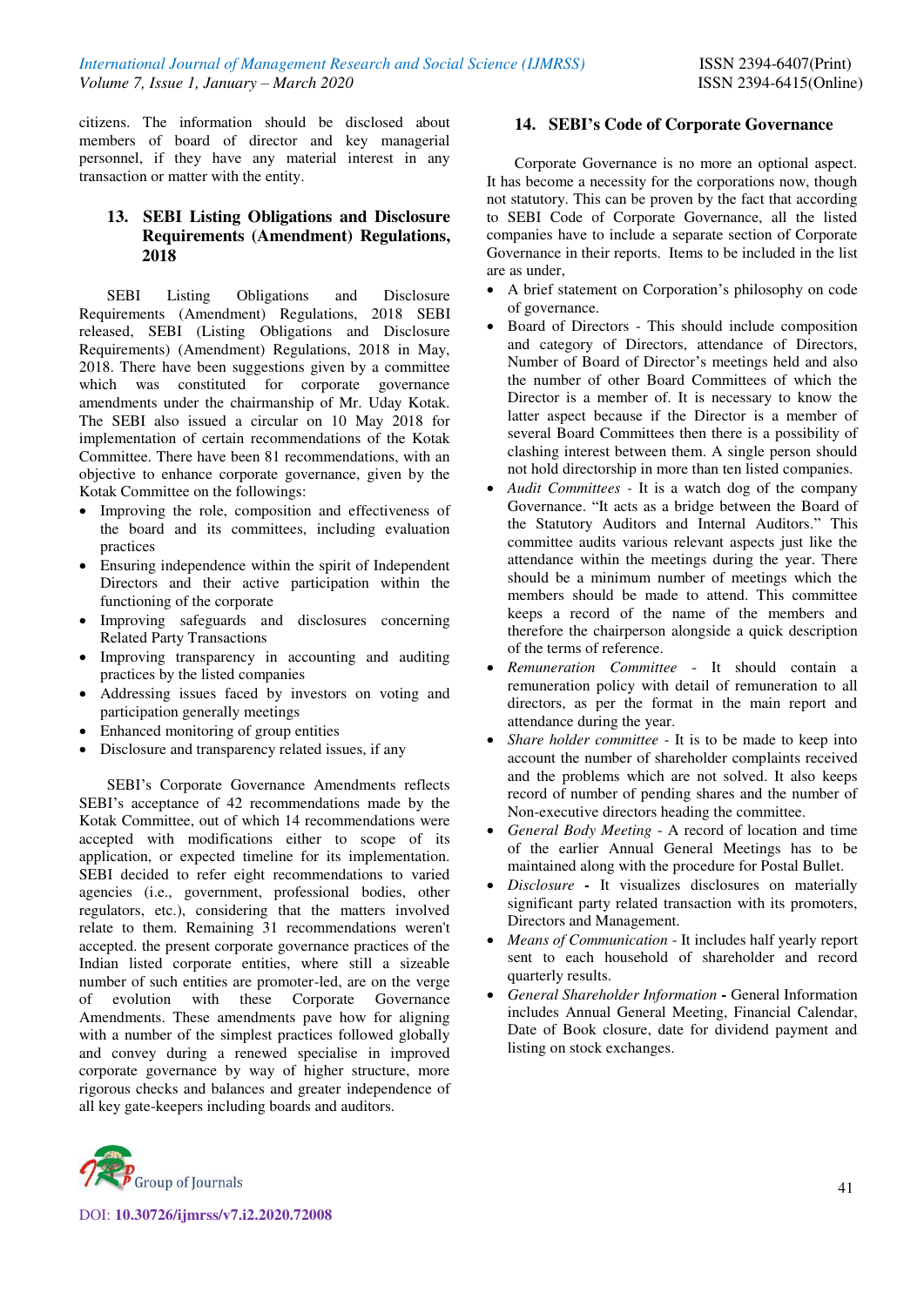citizens. The information should be disclosed about members of board of director and key managerial personnel, if they have any material interest in any transaction or matter with the entity.

## 13. SEBI Listing Obligations and Disclosure Requirements (Amendment) Regulations, 2018

SEBI Listing Obligations and Disclosure Requirements (Amendment) Regulations, 2018 SEBI released, SEBI (Listing Obligations and Disclosure Requirements) (Amendment) Regulations, 2018 in May, 2018. There have been suggestions given by a committee which was constituted for corporate governance amendments under the chairmanship of Mr. Uday Kotak. The SEBI also issued a circular on 10 May 2018 for implementation of certain recommendations of the Kotak Committee. There have been 81 recommendations, with an objective to enhance corporate governance, given by the Kotak Committee on the followings:

- Improving the role, composition and effectiveness of the board and its committees, including evaluation practices
- Ensuring independence within the spirit of Independent Directors and their active participation within the functioning of the corporate
- Improving safeguards and disclosures concerning Related Party Transactions
- Improving transparency in accounting and auditing practices by the listed companies
- Addressing issues faced by investors on voting and participation generally meetings
- Enhanced monitoring of group entities
- Disclosure and transparency related issues, if any

SEBI's Corporate Governance Amendments reflects SEBI's acceptance of 42 recommendations made by the Kotak Committee, out of which 14 recommendations were accepted with modifications either to scope of its application, or expected timeline for its implementation. SEBI decided to refer eight recommendations to varied agencies (i.e., government, professional bodies, other regulators, etc.), considering that the matters involved relate to them. Remaining 31 recommendations weren't accepted. the present corporate governance practices of the Indian listed corporate entities, where still a sizeable number of such entities are promoter-led, are on the verge of evolution with these Corporate Governance Amendments. These amendments pave how for aligning with a number of the simplest practices followed globally and convey during a renewed specialise in improved corporate governance by way of higher structure, more rigorous checks and balances and greater independence of all key gate-keepers including boards and auditors.

## 14. SEBI's Code of Corporate Governance

Corporate Governance is no more an optional aspect. It has become a necessity for the corporations now, though not statutory. This can be proven by the fact that according to SEBI Code of Corporate Governance, all the listed companies have to include a separate section of Corporate Governance in their reports. Items to be included in the list are as under,

- A brief statement on Corporation's philosophy on code of governance.
- Board of Directors - This should include composition and category of Directors, attendance of Directors, Number of Board of Director's meetings held and also the number of other Board Committees of which the Director is a member of. It is necessary to know the latter aspect because if the Director is a member of several Board Committees then there is a possibility of clashing interest between them. A single person should not hold directorship in more than ten listed companies.
- *Audit Committees* - It is a watch dog of the company Governance. "It acts as a bridge between the Board of the Statutory Auditors and Internal Auditors." This committee audits various relevant aspects just like the attendance within the meetings during the year. There should be a minimum number of meetings which the members should be made to attend. This committee keeps a record of the name of the members and therefore the chairperson alongside a quick description of the terms of reference.
- *Remuneration Committee* - It should contain a remuneration policy with detail of remuneration to all directors, as per the format in the main report and attendance during the year.
- *Share holder committee* - It is to be made to keep into account the number of shareholder complaints received and the problems which are not solved. It also keeps record of number of pending shares and the number of Non-executive directors heading the committee.
- *General Body Meeting* - A record of location and time of the earlier Annual General Meetings has to be maintained along with the procedure for Postal Bullet.
- *Disclosure* **-** It visualizes disclosures on materially significant party related transaction with its promoters, Directors and Management.
- *Means of Communication* - It includes half yearly report sent to each household of shareholder and record quarterly results.
- *General Shareholder Information* **-** General Information includes Annual General Meeting, Financial Calendar, Date of Book closure, date for dividend payment and listing on stock exchanges.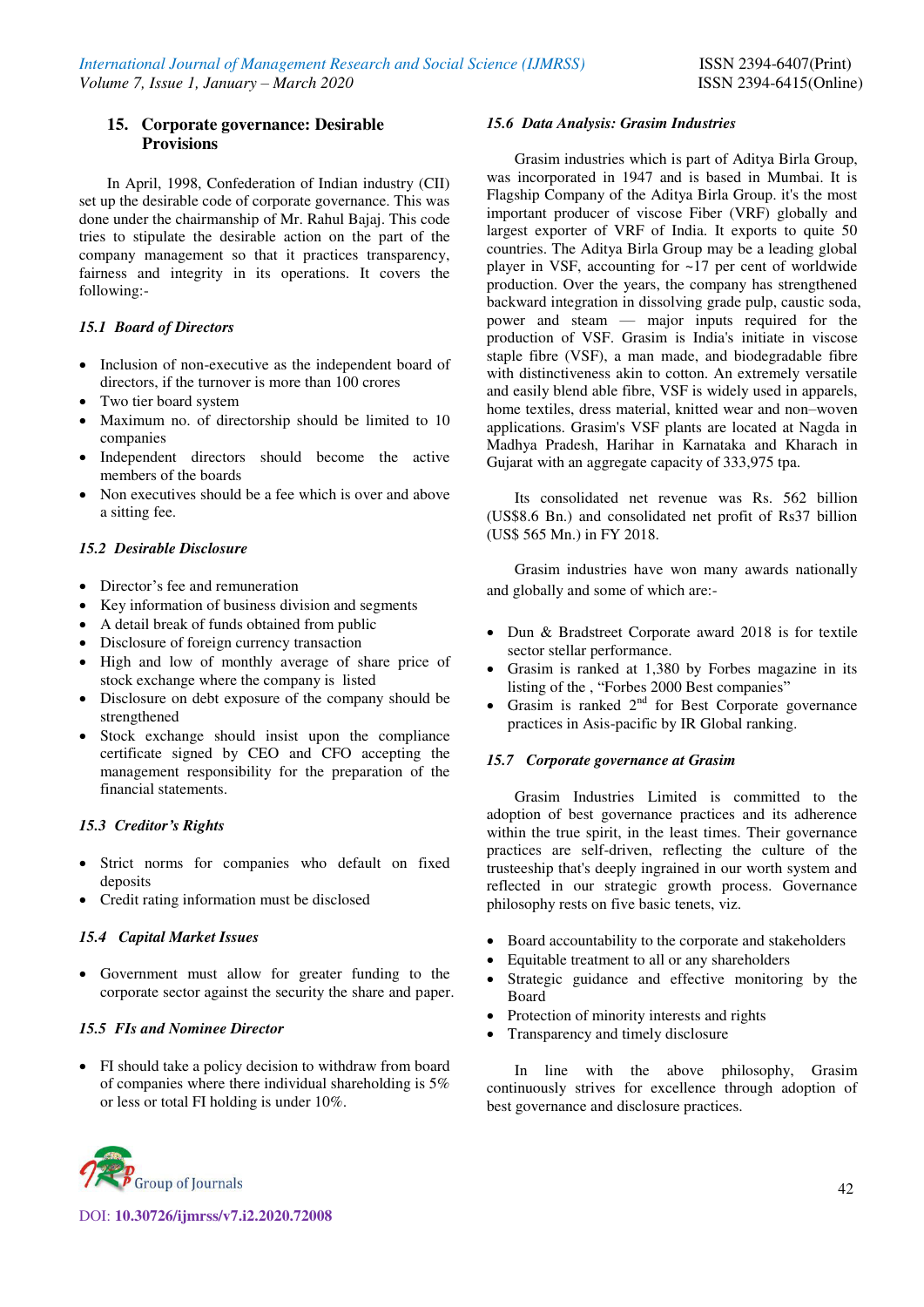## 15. Corporate governance: Desirable Provisions

In April, 1998, Confederation of Indian industry (CII) set up the desirable code of corporate governance. This was done under the chairmanship of Mr. Rahul Bajaj. This code tries to stipulate the desirable action on the part of the company management so that it practices transparency, fairness and integrity in its operations. It covers the following:-

### *15.1 Board of Directors*

- Inclusion of non-executive as the independent board of directors, if the turnover is more than 100 crores
- Two tier board system
- Maximum no. of directorship should be limited to 10 companies
- Independent directors should become the active members of the boards
- Non executives should be a fee which is over and above a sitting fee.

### *15.2 Desirable Disclosure*

- Director's fee and remuneration
- Key information of business division and segments
- A detail break of funds obtained from public
- Disclosure of foreign currency transaction
- High and low of monthly average of share price of stock exchange where the company is listed
- Disclosure on debt exposure of the company should be strengthened
- Stock exchange should insist upon the compliance certificate signed by CEO and CFO accepting the management responsibility for the preparation of the financial statements.

### *15.3 Creditor's Rights*

- Strict norms for companies who default on fixed deposits
- Credit rating information must be disclosed

### *15.4 Capital Market Issues*

- Government must allow for greater funding to the corporate sector against the security the share and paper.

### *15.5 FIs and Nominee Director*

- FI should take a policy decision to withdraw from board of companies where there individual shareholding is 5% or less or total FI holding is under 10%.

### *15.6 Data Analysis: Grasim Industries*

Grasim industries which is part of Aditya Birla Group, was incorporated in 1947 and is based in Mumbai. It is Flagship Company of the Aditya Birla Group. it's the most important producer of viscose Fiber (VRF) globally and largest exporter of VRF of India. It exports to quite 50 countries. The Aditya Birla Group may be a leading global player in VSF, accounting for ~17 per cent of worldwide production. Over the years, the company has strengthened backward integration in dissolving grade pulp, caustic soda, power and steam — major inputs required for the production of VSF. Grasim is India's initiate in viscose staple fibre (VSF), a man made, and biodegradable fibre with distinctiveness akin to cotton. An extremely versatile and easily blend able fibre, VSF is widely used in apparels, home textiles, dress material, knitted wear and non–woven applications. Grasim's VSF plants are located at Nagda in Madhya Pradesh, Harihar in Karnataka and Kharach in Gujarat with an aggregate capacity of 333,975 tpa.

Its consolidated net revenue was Rs. 562 billion (US$8.6 Bn.) and consolidated net profit of Rs37 billion (US$ 565 Mn.) in FY 2018.

Grasim industries have won many awards nationally and globally and some of which are:-

- Dun & Bradstreet Corporate award 2018 is for textile sector stellar performance.
- Grasim is ranked at 1,380 by Forbes magazine in its listing of the , "Forbes 2000 Best companies"
- Grasim is ranked 2nd for Best Corporate governance practices in Asis-pacific by IR Global ranking.

### *15.7 Corporate governance at Grasim*

Grasim Industries Limited is committed to the adoption of best governance practices and its adherence within the true spirit, in the least times. Their governance practices are self-driven, reflecting the culture of the trusteeship that's deeply ingrained in our worth system and reflected in our strategic growth process. Governance philosophy rests on five basic tenets, viz.

- Board accountability to the corporate and stakeholders
- Equitable treatment to all or any shareholders
- Strategic guidance and effective monitoring by the Board
- Protection of minority interests and rights
- Transparency and timely disclosure

In line with the above philosophy, Grasim continuously strives for excellence through adoption of best governance and disclosure practices.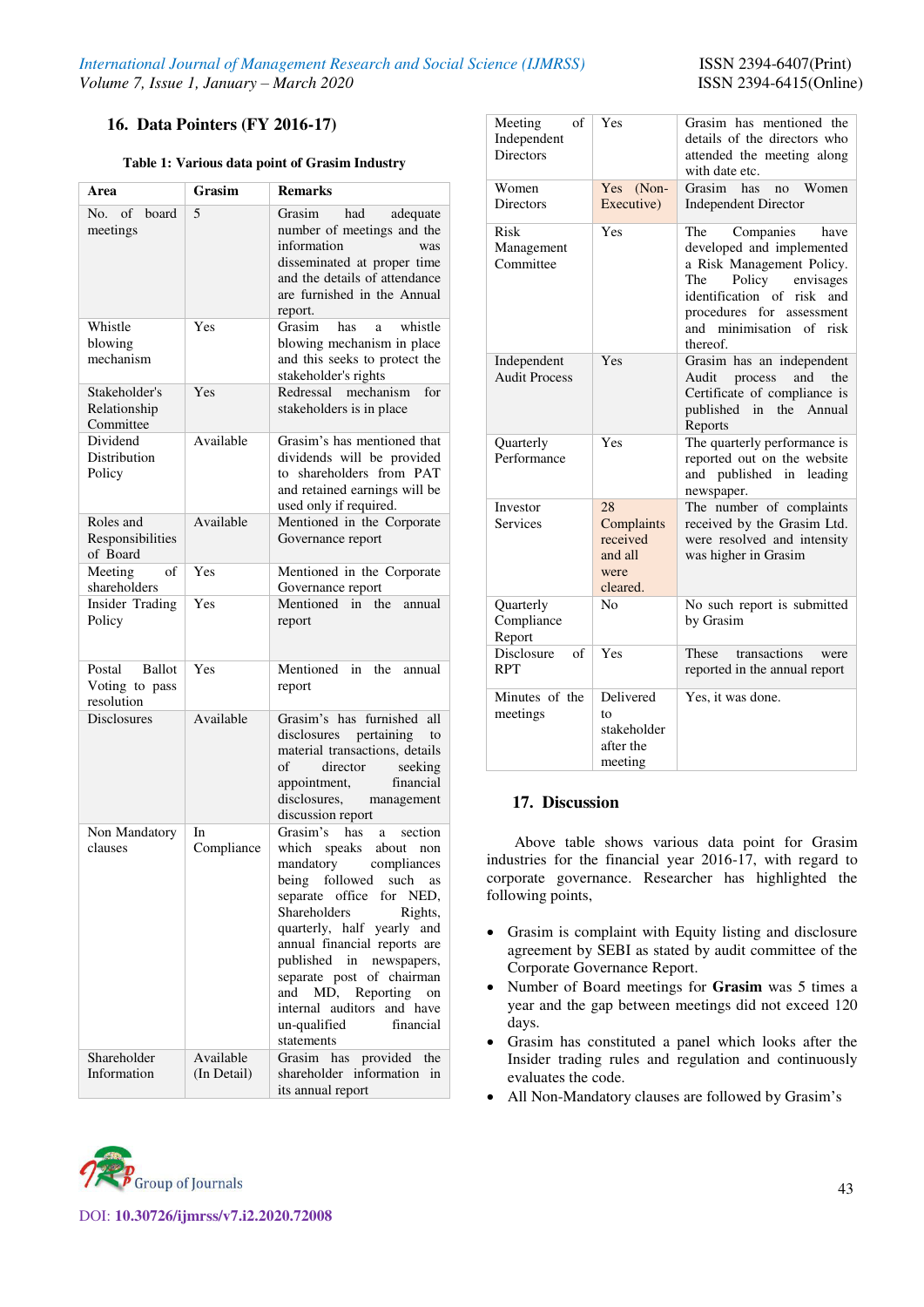## 16. Data Pointers (FY 2016-17)

**Table 1: Various data point of Grasim Industry**

| Area | Grasim | Remarks |
|---|---|---|
| No. of board meetings | 5 | Grasim had adequate number of meetings and the information was disseminated at proper time and the details of attendance are furnished in the Annual report. |
| Whistle blowing mechanism | Yes | Grasim has a whistle blowing mechanism in place and this seeks to protect the stakeholder's rights |
| Stakeholder's Relationship Committee | Yes | Redressal mechanism for stakeholders is in place |
| Dividend Distribution Policy | Available | Grasim's has mentioned that dividends will be provided to shareholders from PAT and retained earnings will be used only if required. |
| Roles and Responsibilities of Board | Available | Mentioned in the Corporate Governance report |
| Meeting of shareholders | Yes | Mentioned in the Corporate Governance report |
| Insider Trading Policy | Yes | Mentioned in the annual report |
| Postal Ballot Voting to pass resolution | Yes | Mentioned in the annual report |
| Disclosures | Available | Grasim's has furnished all disclosures pertaining to material transactions, details of director seeking appointment, financial disclosures, management discussion report |
| Non Mandatory clauses | In Compliance | Grasim's has a section which speaks about non mandatory compliances being followed such as separate office for NED, Shareholders Rights, quarterly, half yearly and annual financial reports are published in newspapers, separate post of chairman and MD, Reporting on internal auditors and have un-qualified financial statements |
| Shareholder Information | Available (In Detail) | Grasim has provided the shareholder information in its annual report |
| Meeting of Independent Directors | Yes | Grasim has mentioned the details of the directors who attended the meeting along with date etc. |
| Women Directors | Yes (Non-Executive) | Grasim has no Women Independent Director |
| Risk Management Committee | Yes | The Companies have developed and implemented a Risk Management Policy. The Policy envisages identification of risk and procedures for assessment and minimisation of risk thereof. |
| Independent Audit Process | Yes | Grasim has an independent Audit process and the Certificate of compliance is published in the Annual Reports |
| Quarterly Performance | Yes | The quarterly performance is reported out on the website and published in leading newspaper. |
| Investor Services | 28 Complaints received and all were cleared. | The number of complaints received by the Grasim Ltd. were resolved and intensity was higher in Grasim |
| Quarterly Compliance Report | No | No such report is submitted by Grasim |
| Disclosure of RPT | Yes | These transactions were reported in the annual report |
| Minutes of the meetings | Delivered to stakeholder after the meeting | Yes, it was done. |

## 17. Discussion

Above table shows various data point for Grasim industries for the financial year 2016-17, with regard to corporate governance. Researcher has highlighted the following points,

- Grasim is complaint with Equity listing and disclosure agreement by SEBI as stated by audit committee of the Corporate Governance Report.
- Number of Board meetings for **Grasim** was 5 times a year and the gap between meetings did not exceed 120 days.
- Grasim has constituted a panel which looks after the Insider trading rules and regulation and continuously evaluates the code.
- All Non-Mandatory clauses are followed by Grasim's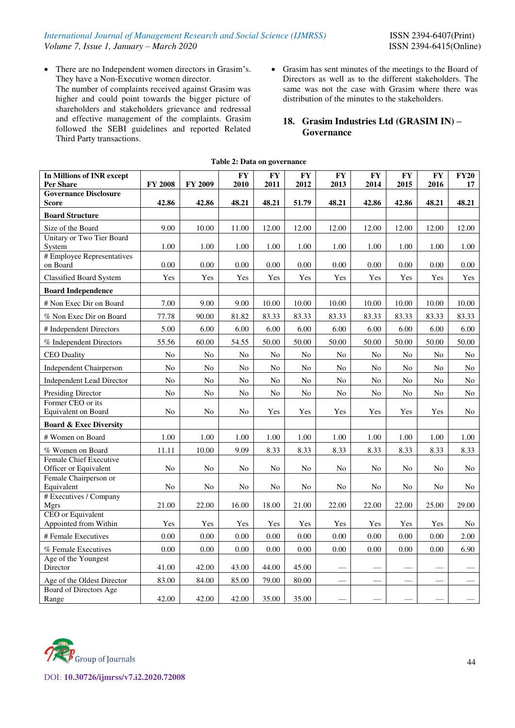- There are no Independent women directors in Grasim's. They have a Non-Executive women director.
  The number of complaints received against Grasim was higher and could point towards the bigger picture of shareholders and stakeholders grievance and redressal and effective management of the complaints. Grasim followed the SEBI guidelines and reported Related Third Party transactions.
- Grasim has sent minutes of the meetings to the Board of Directors as well as to the different stakeholders. The same was not the case with Grasim where there was distribution of the minutes to the stakeholders.

## 18. Grasim Industries Ltd (GRASIM IN) – Governance

**Table 2: Data on governance**

| In Millions of INR except Per Share | FY 2008 | FY 2009 | FY 2010 | FY 2011 | FY 2012 | FY 2013 | FY 2014 | FY 2015 | FY 2016 | FY2017 |
|---|---|---|---|---|---|---|---|---|---|---|
| **Governance Disclosure Score** | **42.86** | **42.86** | **48.21** | **48.21** | **51.79** | **48.21** | **42.86** | **42.86** | **48.21** | **48.21** |
| **Board Structure** | | | | | | | | | | |
| Size of the Board | 9.00 | 10.00 | 11.00 | 12.00 | 12.00 | 12.00 | 12.00 | 12.00 | 12.00 | 12.00 |
| Unitary or Two Tier Board System | 1.00 | 1.00 | 1.00 | 1.00 | 1.00 | 1.00 | 1.00 | 1.00 | 1.00 | 1.00 |
| # Employee Representatives on Board | 0.00 | 0.00 | 0.00 | 0.00 | 0.00 | 0.00 | 0.00 | 0.00 | 0.00 | 0.00 |
| Classified Board System | Yes | Yes | Yes | Yes | Yes | Yes | Yes | Yes | Yes | Yes |
| **Board Independence** | | | | | | | | | | |
| # Non Exec Dir on Board | 7.00 | 9.00 | 9.00 | 10.00 | 10.00 | 10.00 | 10.00 | 10.00 | 10.00 | 10.00 |
| % Non Exec Dir on Board | 77.78 | 90.00 | 81.82 | 83.33 | 83.33 | 83.33 | 83.33 | 83.33 | 83.33 | 83.33 |
| # Independent Directors | 5.00 | 6.00 | 6.00 | 6.00 | 6.00 | 6.00 | 6.00 | 6.00 | 6.00 | 6.00 |
| % Independent Directors | 55.56 | 60.00 | 54.55 | 50.00 | 50.00 | 50.00 | 50.00 | 50.00 | 50.00 | 50.00 |
| CEO Duality | No | No | No | No | No | No | No | No | No | No |
| Independent Chairperson | No | No | No | No | No | No | No | No | No | No |
| Independent Lead Director | No | No | No | No | No | No | No | No | No | No |
| Presiding Director | No | No | No | No | No | No | No | No | No | No |
| Former CEO or its Equivalent on Board | No | No | No | Yes | Yes | Yes | Yes | Yes | Yes | No |
| **Board & Exec Diversity** | | | | | | | | | | |
| # Women on Board | 1.00 | 1.00 | 1.00 | 1.00 | 1.00 | 1.00 | 1.00 | 1.00 | 1.00 | 1.00 |
| % Women on Board | 11.11 | 10.00 | 9.09 | 8.33 | 8.33 | 8.33 | 8.33 | 8.33 | 8.33 | 8.33 |
| Female Chief Executive Officer or Equivalent | No | No | No | No | No | No | No | No | No | No |
| Female Chairperson or Equivalent | No | No | No | No | No | No | No | No | No | No |
| # Executives / Company Mgrs | 21.00 | 22.00 | 16.00 | 18.00 | 21.00 | 22.00 | 22.00 | 22.00 | 25.00 | 29.00 |
| CEO or Equivalent Appointed from Within | Yes | Yes | Yes | Yes | Yes | Yes | Yes | Yes | Yes | No |
| # Female Executives | 0.00 | 0.00 | 0.00 | 0.00 | 0.00 | 0.00 | 0.00 | 0.00 | 0.00 | 2.00 |
| % Female Executives | 0.00 | 0.00 | 0.00 | 0.00 | 0.00 | 0.00 | 0.00 | 0.00 | 0.00 | 6.90 |
| Age of the Youngest Director | 41.00 | 42.00 | 43.00 | 44.00 | 45.00 | — | — | — | — | — |
| Age of the Oldest Director | 83.00 | 84.00 | 85.00 | 79.00 | 80.00 | — | — | — | — | — |
| Board of Directors Age Range | 42.00 | 42.00 | 42.00 | 35.00 | 35.00 | — | — | — | — | — |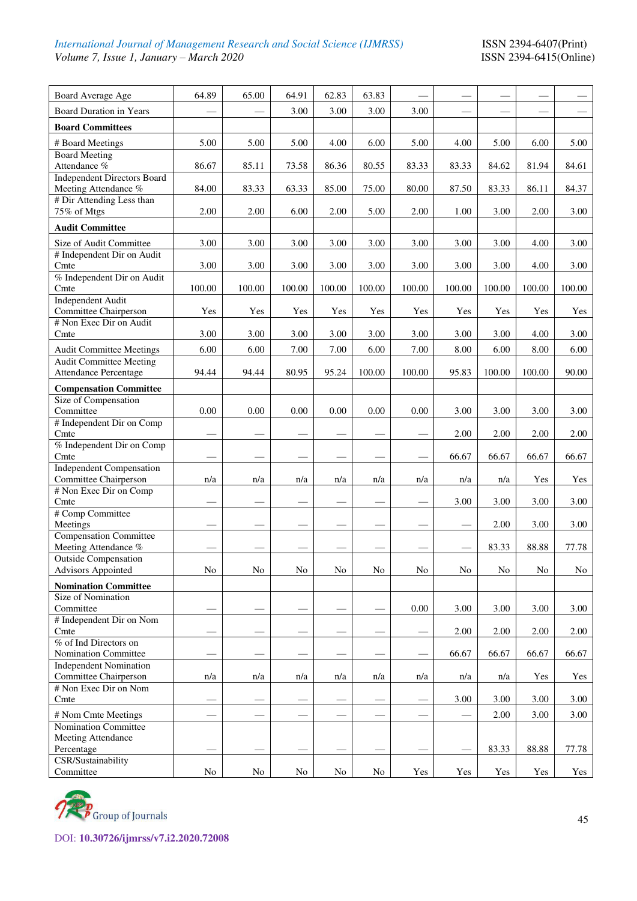| Board Average Age | 64.89 | 65.00 | 64.91 | 62.83 | 63.83 | — | — | — | — | — |
|---|---|---|---|---|---|---|---|---|---|---|
| Board Duration in Years | — | — | 3.00 | 3.00 | 3.00 | 3.00 | — | — | — | — |
| **Board Committees** | | | | | | | | | | |
| # Board Meetings | 5.00 | 5.00 | 5.00 | 4.00 | 6.00 | 5.00 | 4.00 | 5.00 | 6.00 | 5.00 |
| Board Meeting Attendance % | 86.67 | 85.11 | 73.58 | 86.36 | 80.55 | 83.33 | 83.33 | 84.62 | 81.94 | 84.61 |
| Independent Directors Board Meeting Attendance % | 84.00 | 83.33 | 63.33 | 85.00 | 75.00 | 80.00 | 87.50 | 83.33 | 86.11 | 84.37 |
| # Dir Attending Less than 75% of Mtgs | 2.00 | 2.00 | 6.00 | 2.00 | 5.00 | 2.00 | 1.00 | 3.00 | 2.00 | 3.00 |
| **Audit Committee** | | | | | | | | | | |
| Size of Audit Committee | 3.00 | 3.00 | 3.00 | 3.00 | 3.00 | 3.00 | 3.00 | 3.00 | 4.00 | 3.00 |
| # Independent Dir on Audit Cmte | 3.00 | 3.00 | 3.00 | 3.00 | 3.00 | 3.00 | 3.00 | 3.00 | 4.00 | 3.00 |
| % Independent Dir on Audit Cmte | 100.00 | 100.00 | 100.00 | 100.00 | 100.00 | 100.00 | 100.00 | 100.00 | 100.00 | 100.00 |
| Independent Audit Committee Chairperson | Yes | Yes | Yes | Yes | Yes | Yes | Yes | Yes | Yes | Yes |
| # Non Exec Dir on Audit Cmte | 3.00 | 3.00 | 3.00 | 3.00 | 3.00 | 3.00 | 3.00 | 3.00 | 4.00 | 3.00 |
| Audit Committee Meetings | 6.00 | 6.00 | 7.00 | 7.00 | 6.00 | 7.00 | 8.00 | 6.00 | 8.00 | 6.00 |
| Audit Committee Meeting Attendance Percentage | 94.44 | 94.44 | 80.95 | 95.24 | 100.00 | 100.00 | 95.83 | 100.00 | 100.00 | 90.00 |
| **Compensation Committee** | | | | | | | | | | |
| Size of Compensation Committee | 0.00 | 0.00 | 0.00 | 0.00 | 0.00 | 0.00 | 3.00 | 3.00 | 3.00 | 3.00 |
| # Independent Dir on Comp Cmte | — | — | — | — | — | — | 2.00 | 2.00 | 2.00 | 2.00 |
| % Independent Dir on Comp Cmte | — | — | — | — | — | — | 66.67 | 66.67 | 66.67 | 66.67 |
| Independent Compensation Committee Chairperson | n/a | n/a | n/a | n/a | n/a | n/a | n/a | n/a | Yes | Yes |
| # Non Exec Dir on Comp Cmte | — | — | — | — | — | — | 3.00 | 3.00 | 3.00 | 3.00 |
| # Comp Committee Meetings | — | — | — | — | — | — | — | 2.00 | 3.00 | 3.00 |
| Compensation Committee Meeting Attendance % | — | — | — | — | — | — | — | 83.33 | 88.88 | 77.78 |
| Outside Compensation Advisors Appointed | No | No | No | No | No | No | No | No | No | No |
| **Nomination Committee** | | | | | | | | | | |
| Size of Nomination Committee | — | — | — | — | — | 0.00 | 3.00 | 3.00 | 3.00 | 3.00 |
| # Independent Dir on Nom Cmte | — | — | — | — | — | — | 2.00 | 2.00 | 2.00 | 2.00 |
| % of Ind Directors on Nomination Committee | — | — | — | — | — | — | 66.67 | 66.67 | 66.67 | 66.67 |
| Independent Nomination Committee Chairperson | n/a | n/a | n/a | n/a | n/a | n/a | n/a | n/a | Yes | Yes |
| # Non Exec Dir on Nom Cmte | — | — | — | — | — | — | 3.00 | 3.00 | 3.00 | 3.00 |
| # Nom Cmte Meetings | — | — | — | — | — | — | — | 2.00 | 3.00 | 3.00 |
| Nomination Committee Meeting Attendance Percentage | — | — | — | — | — | — | — | 83.33 | 88.88 | 77.78 |
| CSR/Sustainability Committee | No | No | No | No | No | Yes | Yes | Yes | Yes | Yes |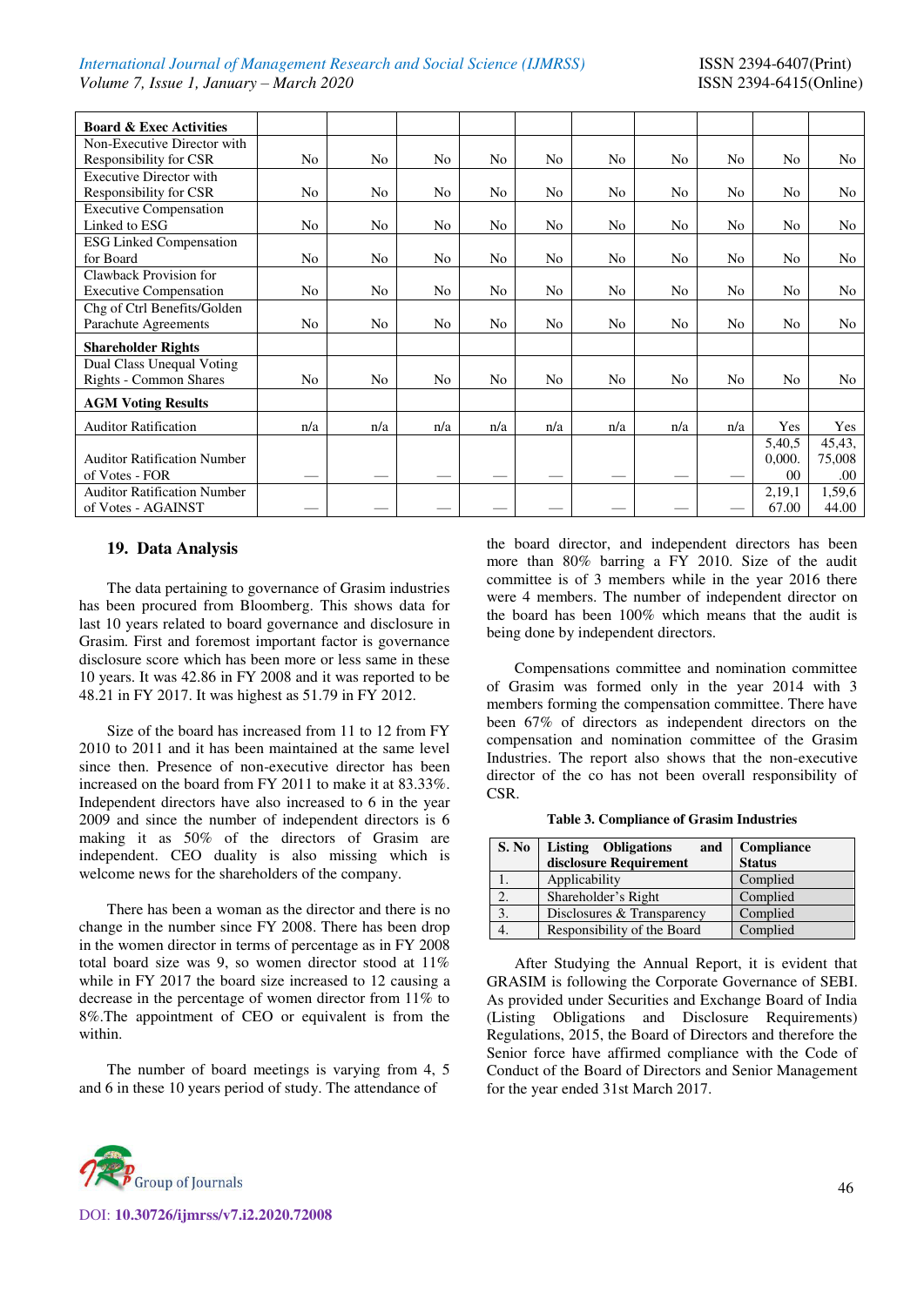| Board & Exec Activities | | | | | | | | | | |
|---|---|---|---|---|---|---|---|---|---|---|
| Non-Executive Director with Responsibility for CSR | No | No | No | No | No | No | No | No | No | No |
| Executive Director with Responsibility for CSR | No | No | No | No | No | No | No | No | No | No |
| Executive Compensation Linked to ESG | No | No | No | No | No | No | No | No | No | No |
| ESG Linked Compensation for Board | No | No | No | No | No | No | No | No | No | No |
| Clawback Provision for Executive Compensation | No | No | No | No | No | No | No | No | No | No |
| Chg of Ctrl Benefits/Golden Parachute Agreements | No | No | No | No | No | No | No | No | No | No |
| **Shareholder Rights** | | | | | | | | | | |
| Dual Class Unequal Voting Rights - Common Shares | No | No | No | No | No | No | No | No | No | No |
| **AGM Voting Results** | | | | | | | | | | |
| Auditor Ratification | n/a | n/a | n/a | n/a | n/a | n/a | n/a | n/a | Yes | Yes |
| Auditor Ratification Number of Votes - FOR | — | — | — | — | — | — | — | — | 5,40,50,000.00 | 45,43,75,008.00 |
| Auditor Ratification Number of Votes - AGAINST | — | — | — | — | — | — | — | — | 2,19,167.00 | 1,59,644.00 |

## 19. Data Analysis

The data pertaining to governance of Grasim industries has been procured from Bloomberg. This shows data for last 10 years related to board governance and disclosure in Grasim. First and foremost important factor is governance disclosure score which has been more or less same in these 10 years. It was 42.86 in FY 2008 and it was reported to be 48.21 in FY 2017. It was highest as 51.79 in FY 2012.

Size of the board has increased from 11 to 12 from FY 2010 to 2011 and it has been maintained at the same level since then. Presence of non-executive director has been increased on the board from FY 2011 to make it at 83.33%. Independent directors have also increased to 6 in the year 2009 and since the number of independent directors is 6 making it as 50% of the directors of Grasim are independent. CEO duality is also missing which is welcome news for the shareholders of the company.

There has been a woman as the director and there is no change in the number since FY 2008. There has been drop in the women director in terms of percentage as in FY 2008 total board size was 9, so women director stood at 11% while in FY 2017 the board size increased to 12 causing a decrease in the percentage of women director from 11% to 8%.The appointment of CEO or equivalent is from the within.

The number of board meetings is varying from 4, 5 and 6 in these 10 years period of study. The attendance of the board director, and independent directors has been more than 80% barring a FY 2010. Size of the audit committee is of 3 members while in the year 2016 there were 4 members. The number of independent director on the board has been 100% which means that the audit is being done by independent directors.

Compensations committee and nomination committee of Grasim was formed only in the year 2014 with 3 members forming the compensation committee. There have been 67% of directors as independent directors on the compensation and nomination committee of the Grasim Industries. The report also shows that the non-executive director of the co has not been overall responsibility of CSR.

**Table 3. Compliance of Grasim Industries**

| S. No | Listing Obligations and disclosure Requirement | Compliance Status |
|---|---|---|
| 1. | Applicability | Complied |
| 2. | Shareholder's Right | Complied |
| 3. | Disclosures & Transparency | Complied |
| 4. | Responsibility of the Board | Complied |

After Studying the Annual Report, it is evident that GRASIM is following the Corporate Governance of SEBI. As provided under Securities and Exchange Board of India (Listing Obligations and Disclosure Requirements) Regulations, 2015, the Board of Directors and therefore the Senior force have affirmed compliance with the Code of Conduct of the Board of Directors and Senior Management for the year ended 31st March 2017.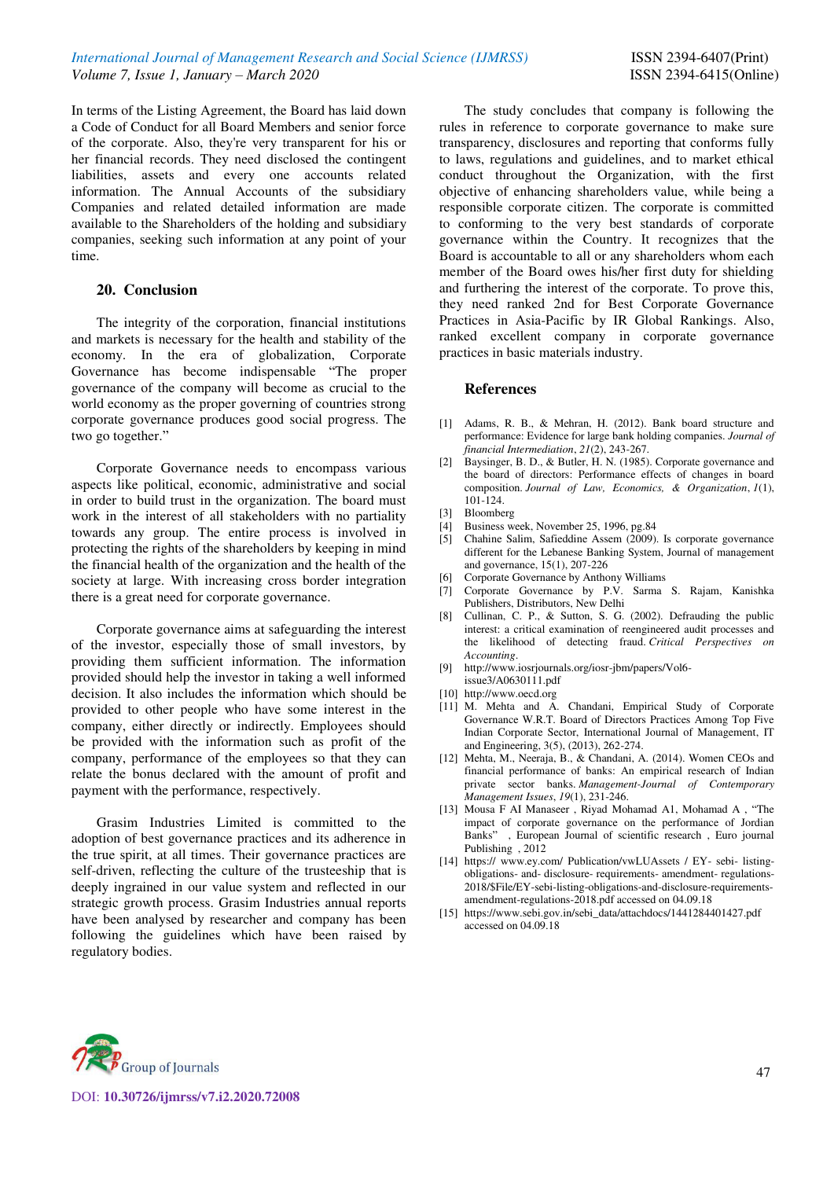In terms of the Listing Agreement, the Board has laid down a Code of Conduct for all Board Members and senior force of the corporate. Also, they're very transparent for his or her financial records. They need disclosed the contingent liabilities, assets and every one accounts related information. The Annual Accounts of the subsidiary Companies and related detailed information are made available to the Shareholders of the holding and subsidiary companies, seeking such information at any point of your time.

## 20. Conclusion

The integrity of the corporation, financial institutions and markets is necessary for the health and stability of the economy. In the era of globalization, Corporate Governance has become indispensable "The proper governance of the company will become as crucial to the world economy as the proper governing of countries strong corporate governance produces good social progress. The two go together."

Corporate Governance needs to encompass various aspects like political, economic, administrative and social in order to build trust in the organization. The board must work in the interest of all stakeholders with no partiality towards any group. The entire process is involved in protecting the rights of the shareholders by keeping in mind the financial health of the organization and the health of the society at large. With increasing cross border integration there is a great need for corporate governance.

Corporate governance aims at safeguarding the interest of the investor, especially those of small investors, by providing them sufficient information. The information provided should help the investor in taking a well informed decision. It also includes the information which should be provided to other people who have some interest in the company, either directly or indirectly. Employees should be provided with the information such as profit of the company, performance of the employees so that they can relate the bonus declared with the amount of profit and payment with the performance, respectively.

Grasim Industries Limited is committed to the adoption of best governance practices and its adherence in the true spirit, at all times. Their governance practices are self-driven, reflecting the culture of the trusteeship that is deeply ingrained in our value system and reflected in our strategic growth process. Grasim Industries annual reports have been analysed by researcher and company has been following the guidelines which have been raised by regulatory bodies.

The study concludes that company is following the rules in reference to corporate governance to make sure transparency, disclosures and reporting that conforms fully to laws, regulations and guidelines, and to market ethical conduct throughout the Organization, with the first objective of enhancing shareholders value, while being a responsible corporate citizen. The corporate is committed to conforming to the very best standards of corporate governance within the Country. It recognizes that the Board is accountable to all or any shareholders whom each member of the Board owes his/her first duty for shielding and furthering the interest of the corporate. To prove this, they need ranked 2nd for Best Corporate Governance Practices in Asia-Pacific by IR Global Rankings. Also, ranked excellent company in corporate governance practices in basic materials industry.

## References

[1] Adams, R. B., & Mehran, H. (2012). Bank board structure and performance: Evidence for large bank holding companies. *Journal of financial Intermediation*, *21*(2), 243-267.

[2] Baysinger, B. D., & Butler, H. N. (1985). Corporate governance and the board of directors: Performance effects of changes in board composition. *Journal of Law, Economics, & Organization*, *1*(1), 101-124.

[3] Bloomberg

[4] Business week, November 25, 1996, pg.84

[5] Chahine Salim, Safieddine Assem (2009). Is corporate governance different for the Lebanese Banking System, Journal of management and governance, 15(1), 207-226

[6] Corporate Governance by Anthony Williams

[7] Corporate Governance by P.V. Sarma S. Rajam, Kanishka Publishers, Distributors, New Delhi

[8] Cullinan, C. P., & Sutton, S. G. (2002). Defrauding the public interest: a critical examination of reengineered audit processes and the likelihood of detecting fraud. *Critical Perspectives on Accounting*.

[9] http://www.iosrjournals.org/iosr-jbm/papers/Vol6-issue3/A0630111.pdf

[10] http://www.oecd.org

[11] M. Mehta and A. Chandani, Empirical Study of Corporate Governance W.R.T. Board of Directors Practices Among Top Five Indian Corporate Sector, International Journal of Management, IT and Engineering, 3(5), (2013), 262-274.

[12] Mehta, M., Neeraja, B., & Chandani, A. (2014). Women CEOs and financial performance of banks: An empirical research of Indian private sector banks. *Management-Journal of Contemporary Management Issues*, *19*(1), 231-246.

[13] Mousa F AI Manaseer , Riyad Mohamad A1, Mohamad A , "The impact of corporate governance on the performance of Jordian Banks" , European Journal of scientific research , Euro journal Publishing , 2012

[14] https:// www.ey.com/ Publication/vwLUAssets / EY- sebi- listing-obligations- and- disclosure- requirements- amendment- regulations-2018/$File/EY-sebi-listing-obligations-and-disclosure-requirements-amendment-regulations-2018.pdf accessed on 04.09.18

[15] https://www.sebi.gov.in/sebi_data/attachdocs/1441284401427.pdf accessed on 04.09.18